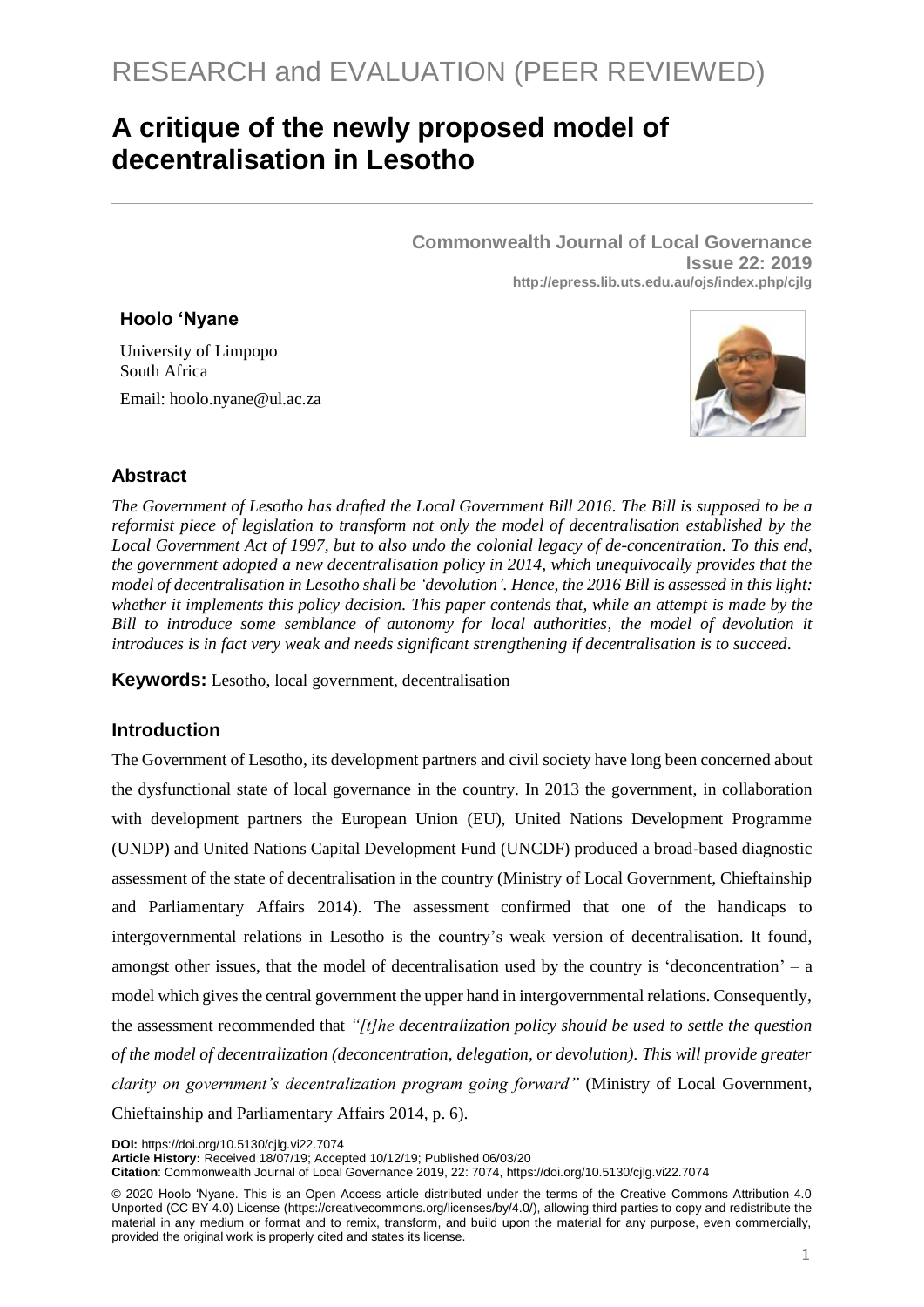RESEARCH and EVALUATION (PEER REVIEWED)

# A critique of the newly proposed model of decentralisation in Lesotho

**Commonwealth Journal of Local Governance**
**Issue 22: 2019**
**http://epress.lib.uts.edu.au/ojs/index.php/cjlg**

**Hoolo 'Nyane**

University of Limpopo
South Africa

Email: hoolo.nyane@ul.ac.za

## Abstract

*The Government of Lesotho has drafted the Local Government Bill 2016. The Bill is supposed to be a reformist piece of legislation to transform not only the model of decentralisation established by the Local Government Act of 1997, but to also undo the colonial legacy of de-concentration. To this end, the government adopted a new decentralisation policy in 2014, which unequivocally provides that the model of decentralisation in Lesotho shall be 'devolution'. Hence, the 2016 Bill is assessed in this light: whether it implements this policy decision. This paper contends that, while an attempt is made by the Bill to introduce some semblance of autonomy for local authorities, the model of devolution it introduces is in fact very weak and needs significant strengthening if decentralisation is to succeed.*

**Keywords:** Lesotho, local government, decentralisation

## Introduction

The Government of Lesotho, its development partners and civil society have long been concerned about the dysfunctional state of local governance in the country. In 2013 the government, in collaboration with development partners the European Union (EU), United Nations Development Programme (UNDP) and United Nations Capital Development Fund (UNCDF) produced a broad-based diagnostic assessment of the state of decentralisation in the country (Ministry of Local Government, Chieftainship and Parliamentary Affairs 2014). The assessment confirmed that one of the handicaps to intergovernmental relations in Lesotho is the country's weak version of decentralisation. It found, amongst other issues, that the model of decentralisation used by the country is 'deconcentration' – a model which gives the central government the upper hand in intergovernmental relations. Consequently, the assessment recommended that *"[t]he decentralization policy should be used to settle the question of the model of decentralization (deconcentration, delegation, or devolution). This will provide greater clarity on government's decentralization program going forward"* (Ministry of Local Government, Chieftainship and Parliamentary Affairs 2014, p. 6).

**DOI:** https://doi.org/10.5130/cjlg.vi22.7074
**Article History:** Received 18/07/19; Accepted 10/12/19; Published 06/03/20
**Citation**: Commonwealth Journal of Local Governance 2019, 22: 7074, https://doi.org/10.5130/cjlg.vi22.7074

© 2020 Hoolo 'Nyane. This is an Open Access article distributed under the terms of the Creative Commons Attribution 4.0 Unported (CC BY 4.0) License (https://creativecommons.org/licenses/by/4.0/), allowing third parties to copy and redistribute the material in any medium or format and to remix, transform, and build upon the material for any purpose, even commercially, provided the original work is properly cited and states its license.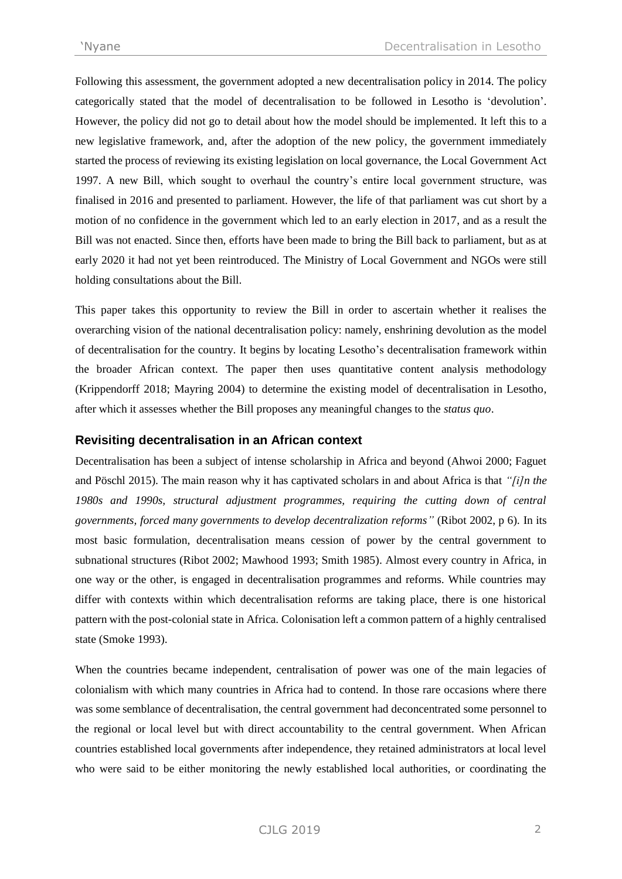Following this assessment, the government adopted a new decentralisation policy in 2014. The policy categorically stated that the model of decentralisation to be followed in Lesotho is 'devolution'. However, the policy did not go to detail about how the model should be implemented. It left this to a new legislative framework, and, after the adoption of the new policy, the government immediately started the process of reviewing its existing legislation on local governance, the Local Government Act 1997. A new Bill, which sought to overhaul the country's entire local government structure, was finalised in 2016 and presented to parliament. However, the life of that parliament was cut short by a motion of no confidence in the government which led to an early election in 2017, and as a result the Bill was not enacted. Since then, efforts have been made to bring the Bill back to parliament, but as at early 2020 it had not yet been reintroduced. The Ministry of Local Government and NGOs were still holding consultations about the Bill.

This paper takes this opportunity to review the Bill in order to ascertain whether it realises the overarching vision of the national decentralisation policy: namely, enshrining devolution as the model of decentralisation for the country. It begins by locating Lesotho's decentralisation framework within the broader African context. The paper then uses quantitative content analysis methodology (Krippendorff 2018; Mayring 2004) to determine the existing model of decentralisation in Lesotho, after which it assesses whether the Bill proposes any meaningful changes to the *status quo*.

## Revisiting decentralisation in an African context

Decentralisation has been a subject of intense scholarship in Africa and beyond (Ahwoi 2000; Faguet and Pöschl 2015). The main reason why it has captivated scholars in and about Africa is that *"[i]n the 1980s and 1990s, structural adjustment programmes, requiring the cutting down of central governments, forced many governments to develop decentralization reforms"* (Ribot 2002, p 6). In its most basic formulation, decentralisation means cession of power by the central government to subnational structures (Ribot 2002; Mawhood 1993; Smith 1985). Almost every country in Africa, in one way or the other, is engaged in decentralisation programmes and reforms. While countries may differ with contexts within which decentralisation reforms are taking place, there is one historical pattern with the post-colonial state in Africa. Colonisation left a common pattern of a highly centralised state (Smoke 1993).

When the countries became independent, centralisation of power was one of the main legacies of colonialism with which many countries in Africa had to contend. In those rare occasions where there was some semblance of decentralisation, the central government had deconcentrated some personnel to the regional or local level but with direct accountability to the central government. When African countries established local governments after independence, they retained administrators at local level who were said to be either monitoring the newly established local authorities, or coordinating the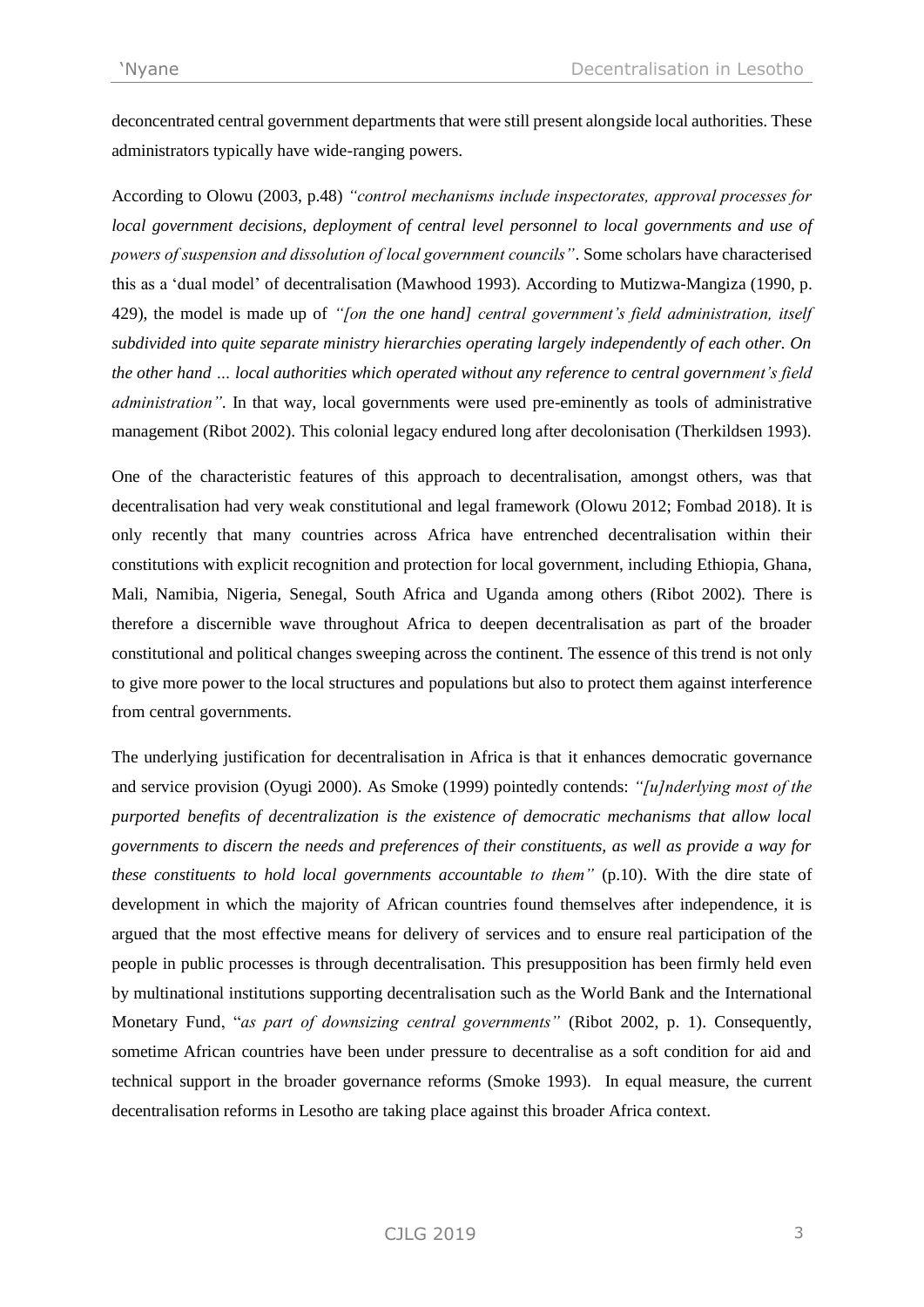deconcentrated central government departments that were still present alongside local authorities. These administrators typically have wide-ranging powers.

According to Olowu (2003, p.48) *"control mechanisms include inspectorates, approval processes for local government decisions, deployment of central level personnel to local governments and use of powers of suspension and dissolution of local government councils"*. Some scholars have characterised this as a 'dual model' of decentralisation (Mawhood 1993). According to Mutizwa-Mangiza (1990, p. 429), the model is made up of *"[on the one hand] central government's field administration, itself subdivided into quite separate ministry hierarchies operating largely independently of each other. On the other hand … local authorities which operated without any reference to central government's field administration"*. In that way, local governments were used pre-eminently as tools of administrative management (Ribot 2002). This colonial legacy endured long after decolonisation (Therkildsen 1993).

One of the characteristic features of this approach to decentralisation, amongst others, was that decentralisation had very weak constitutional and legal framework (Olowu 2012; Fombad 2018). It is only recently that many countries across Africa have entrenched decentralisation within their constitutions with explicit recognition and protection for local government, including Ethiopia, Ghana, Mali, Namibia, Nigeria, Senegal, South Africa and Uganda among others (Ribot 2002). There is therefore a discernible wave throughout Africa to deepen decentralisation as part of the broader constitutional and political changes sweeping across the continent. The essence of this trend is not only to give more power to the local structures and populations but also to protect them against interference from central governments.

The underlying justification for decentralisation in Africa is that it enhances democratic governance and service provision (Oyugi 2000). As Smoke (1999) pointedly contends: *"[u]nderlying most of the purported benefits of decentralization is the existence of democratic mechanisms that allow local governments to discern the needs and preferences of their constituents, as well as provide a way for these constituents to hold local governments accountable to them"* (p.10). With the dire state of development in which the majority of African countries found themselves after independence, it is argued that the most effective means for delivery of services and to ensure real participation of the people in public processes is through decentralisation. This presupposition has been firmly held even by multinational institutions supporting decentralisation such as the World Bank and the International Monetary Fund, "*as part of downsizing central governments"* (Ribot 2002, p. 1). Consequently, sometime African countries have been under pressure to decentralise as a soft condition for aid and technical support in the broader governance reforms (Smoke 1993). In equal measure, the current decentralisation reforms in Lesotho are taking place against this broader Africa context.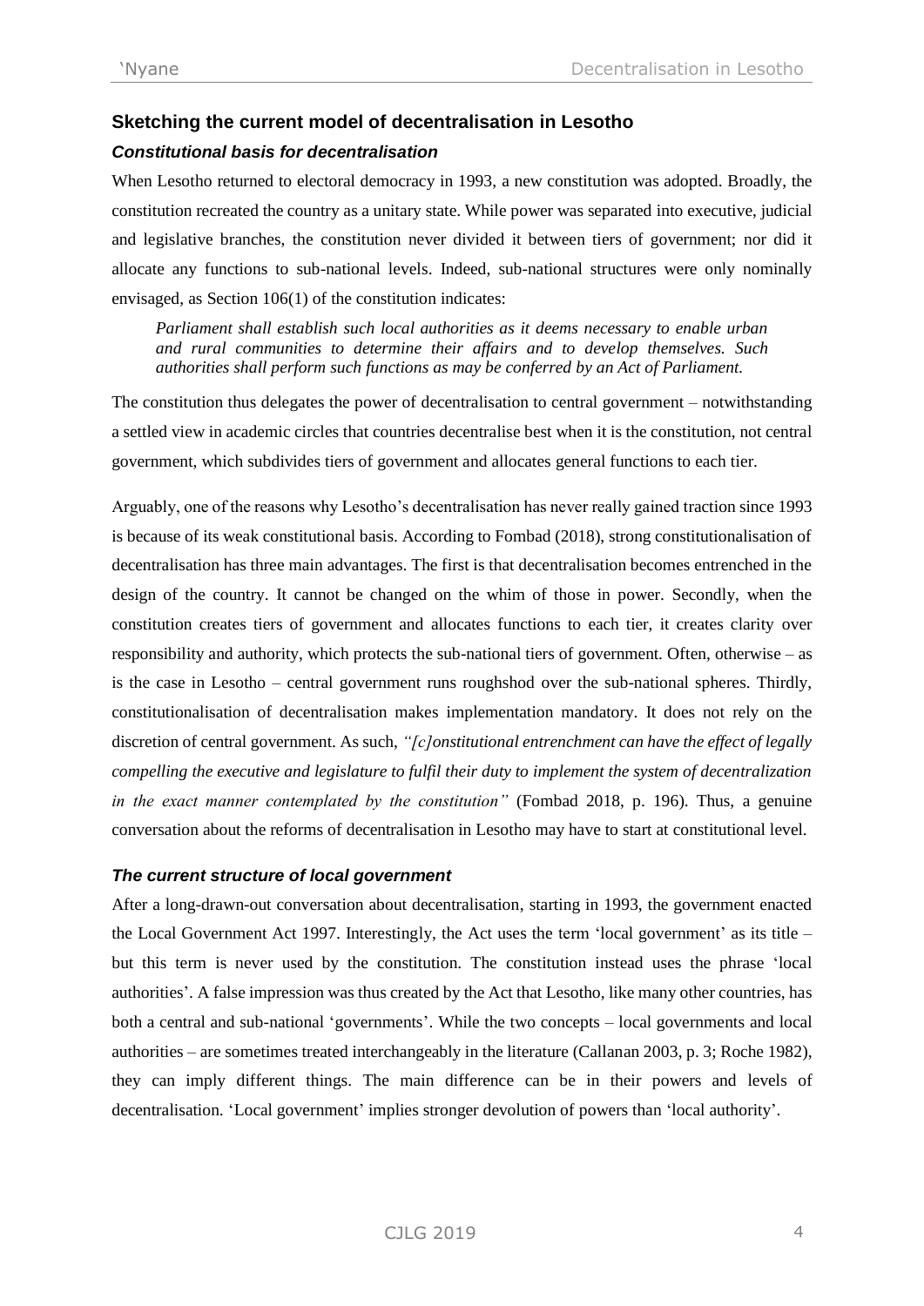## Sketching the current model of decentralisation in Lesotho

### *Constitutional basis for decentralisation*

When Lesotho returned to electoral democracy in 1993, a new constitution was adopted. Broadly, the constitution recreated the country as a unitary state. While power was separated into executive, judicial and legislative branches, the constitution never divided it between tiers of government; nor did it allocate any functions to sub-national levels. Indeed, sub-national structures were only nominally envisaged, as Section 106(1) of the constitution indicates:

> *Parliament shall establish such local authorities as it deems necessary to enable urban and rural communities to determine their affairs and to develop themselves. Such authorities shall perform such functions as may be conferred by an Act of Parliament.*

The constitution thus delegates the power of decentralisation to central government – notwithstanding a settled view in academic circles that countries decentralise best when it is the constitution, not central government, which subdivides tiers of government and allocates general functions to each tier.

Arguably, one of the reasons why Lesotho's decentralisation has never really gained traction since 1993 is because of its weak constitutional basis. According to Fombad (2018), strong constitutionalisation of decentralisation has three main advantages. The first is that decentralisation becomes entrenched in the design of the country. It cannot be changed on the whim of those in power. Secondly, when the constitution creates tiers of government and allocates functions to each tier, it creates clarity over responsibility and authority, which protects the sub-national tiers of government. Often, otherwise – as is the case in Lesotho – central government runs roughshod over the sub-national spheres. Thirdly, constitutionalisation of decentralisation makes implementation mandatory. It does not rely on the discretion of central government. As such, *"[c]onstitutional entrenchment can have the effect of legally compelling the executive and legislature to fulfil their duty to implement the system of decentralization in the exact manner contemplated by the constitution"* (Fombad 2018, p. 196). Thus, a genuine conversation about the reforms of decentralisation in Lesotho may have to start at constitutional level.

### *The current structure of local government*

After a long-drawn-out conversation about decentralisation, starting in 1993, the government enacted the Local Government Act 1997. Interestingly, the Act uses the term 'local government' as its title – but this term is never used by the constitution. The constitution instead uses the phrase 'local authorities'. A false impression was thus created by the Act that Lesotho, like many other countries, has both a central and sub-national 'governments'. While the two concepts – local governments and local authorities – are sometimes treated interchangeably in the literature (Callanan 2003, p. 3; Roche 1982), they can imply different things. The main difference can be in their powers and levels of decentralisation. 'Local government' implies stronger devolution of powers than 'local authority'.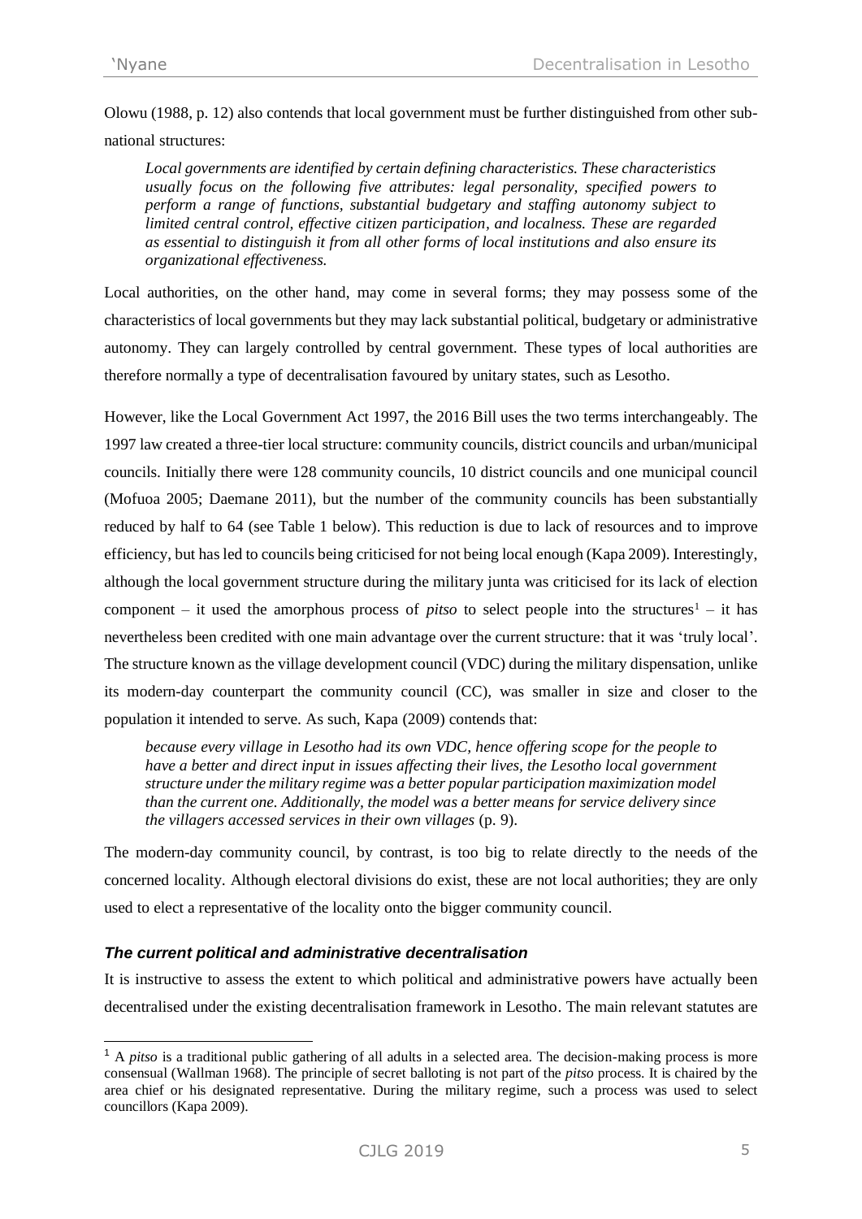Olowu (1988, p. 12) also contends that local government must be further distinguished from other sub-national structures:

> *Local governments are identified by certain defining characteristics. These characteristics usually focus on the following five attributes: legal personality, specified powers to perform a range of functions, substantial budgetary and staffing autonomy subject to limited central control, effective citizen participation, and localness. These are regarded as essential to distinguish it from all other forms of local institutions and also ensure its organizational effectiveness.*

Local authorities, on the other hand, may come in several forms; they may possess some of the characteristics of local governments but they may lack substantial political, budgetary or administrative autonomy. They can largely controlled by central government. These types of local authorities are therefore normally a type of decentralisation favoured by unitary states, such as Lesotho.

However, like the Local Government Act 1997, the 2016 Bill uses the two terms interchangeably. The 1997 law created a three-tier local structure: community councils, district councils and urban/municipal councils. Initially there were 128 community councils, 10 district councils and one municipal council (Mofuoa 2005; Daemane 2011), but the number of the community councils has been substantially reduced by half to 64 (see Table 1 below). This reduction is due to lack of resources and to improve efficiency, but has led to councils being criticised for not being local enough (Kapa 2009). Interestingly, although the local government structure during the military junta was criticised for its lack of election component – it used the amorphous process of *pitso* to select people into the structures[1] – it has nevertheless been credited with one main advantage over the current structure: that it was 'truly local'. The structure known as the village development council (VDC) during the military dispensation, unlike its modern-day counterpart the community council (CC), was smaller in size and closer to the population it intended to serve. As such, Kapa (2009) contends that:

> *because every village in Lesotho had its own VDC, hence offering scope for the people to have a better and direct input in issues affecting their lives, the Lesotho local government structure under the military regime was a better popular participation maximization model than the current one. Additionally, the model was a better means for service delivery since the villagers accessed services in their own villages* (p. 9).

The modern-day community council, by contrast, is too big to relate directly to the needs of the concerned locality. Although electoral divisions do exist, these are not local authorities; they are only used to elect a representative of the locality onto the bigger community council.

### *The current political and administrative decentralisation*

It is instructive to assess the extent to which political and administrative powers have actually been decentralised under the existing decentralisation framework in Lesotho. The main relevant statutes are

---

[1] A *pitso* is a traditional public gathering of all adults in a selected area. The decision-making process is more consensual (Wallman 1968). The principle of secret balloting is not part of the *pitso* process. It is chaired by the area chief or his designated representative. During the military regime, such a process was used to select councillors (Kapa 2009).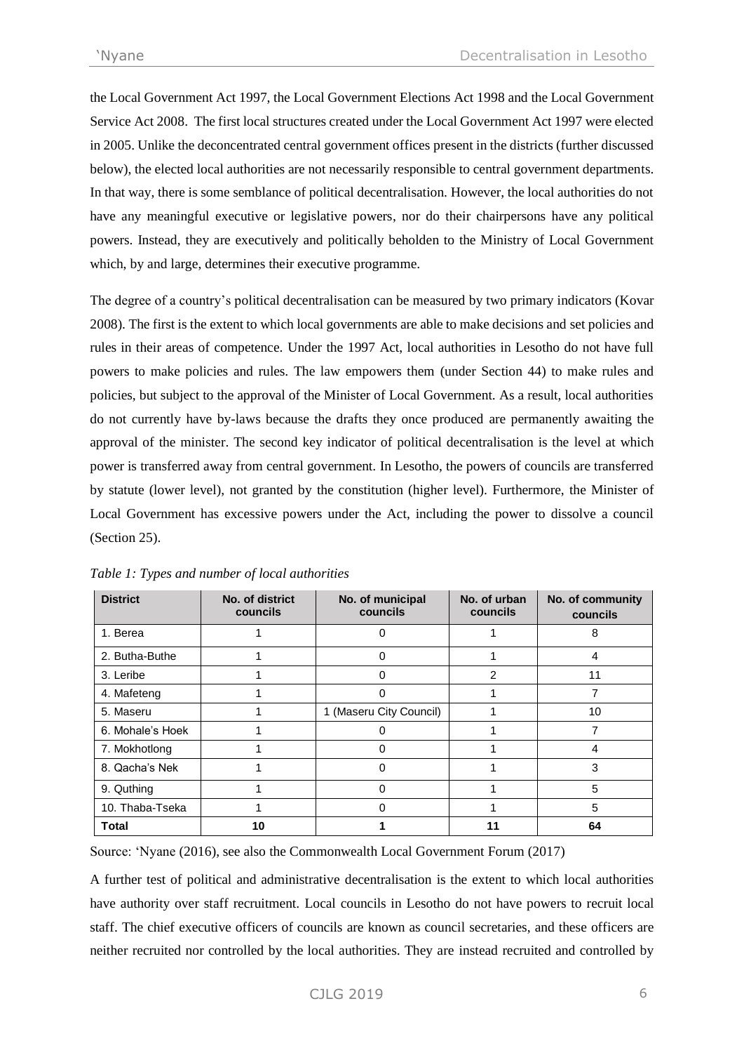the Local Government Act 1997, the Local Government Elections Act 1998 and the Local Government Service Act 2008. The first local structures created under the Local Government Act 1997 were elected in 2005. Unlike the deconcentrated central government offices present in the districts (further discussed below), the elected local authorities are not necessarily responsible to central government departments. In that way, there is some semblance of political decentralisation. However, the local authorities do not have any meaningful executive or legislative powers, nor do their chairpersons have any political powers. Instead, they are executively and politically beholden to the Ministry of Local Government which, by and large, determines their executive programme.

The degree of a country's political decentralisation can be measured by two primary indicators (Kovar 2008). The first is the extent to which local governments are able to make decisions and set policies and rules in their areas of competence. Under the 1997 Act, local authorities in Lesotho do not have full powers to make policies and rules. The law empowers them (under Section 44) to make rules and policies, but subject to the approval of the Minister of Local Government. As a result, local authorities do not currently have by-laws because the drafts they once produced are permanently awaiting the approval of the minister. The second key indicator of political decentralisation is the level at which power is transferred away from central government. In Lesotho, the powers of councils are transferred by statute (lower level), not granted by the constitution (higher level). Furthermore, the Minister of Local Government has excessive powers under the Act, including the power to dissolve a council (Section 25).

*Table 1: Types and number of local authorities*

| District | No. of district councils | No. of municipal councils | No. of urban councils | No. of community councils |
|---|---|---|---|---|
| 1. Berea | 1 | 0 | 1 | 8 |
| 2. Butha-Buthe | 1 | 0 | 1 | 4 |
| 3. Leribe | 1 | 0 | 2 | 11 |
| 4. Mafeteng | 1 | 0 | 1 | 7 |
| 5. Maseru | 1 | 1 (Maseru City Council) | 1 | 10 |
| 6. Mohale's Hoek | 1 | 0 | 1 | 7 |
| 7. Mokhotlong | 1 | 0 | 1 | 4 |
| 8. Qacha's Nek | 1 | 0 | 1 | 3 |
| 9. Quthing | 1 | 0 | 1 | 5 |
| 10. Thaba-Tseka | 1 | 0 | 1 | 5 |
| **Total** | **10** | **1** | **11** | **64** |

Source: 'Nyane (2016), see also the Commonwealth Local Government Forum (2017)

A further test of political and administrative decentralisation is the extent to which local authorities have authority over staff recruitment. Local councils in Lesotho do not have powers to recruit local staff. The chief executive officers of councils are known as council secretaries, and these officers are neither recruited nor controlled by the local authorities. They are instead recruited and controlled by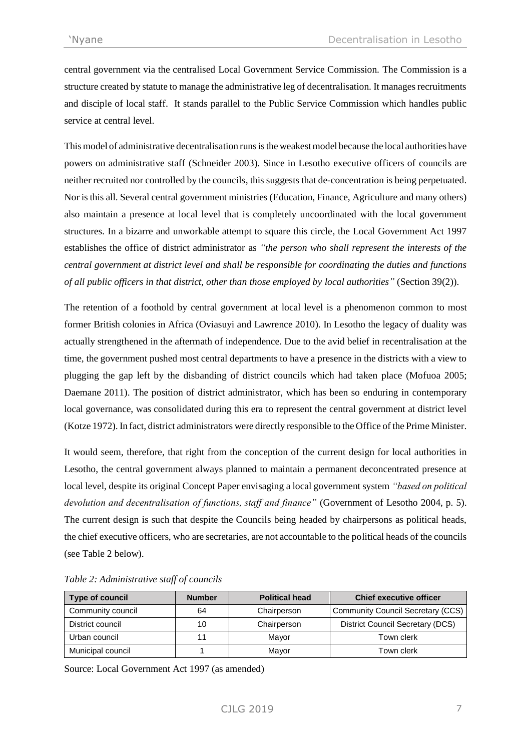central government via the centralised Local Government Service Commission. The Commission is a structure created by statute to manage the administrative leg of decentralisation. It manages recruitments and disciple of local staff. It stands parallel to the Public Service Commission which handles public service at central level.

This model of administrative decentralisation runs is the weakest model because the local authorities have powers on administrative staff (Schneider 2003). Since in Lesotho executive officers of councils are neither recruited nor controlled by the councils, this suggests that de-concentration is being perpetuated. Nor is this all. Several central government ministries (Education, Finance, Agriculture and many others) also maintain a presence at local level that is completely uncoordinated with the local government structures. In a bizarre and unworkable attempt to square this circle, the Local Government Act 1997 establishes the office of district administrator as *"the person who shall represent the interests of the central government at district level and shall be responsible for coordinating the duties and functions of all public officers in that district, other than those employed by local authorities"* (Section 39(2)).

The retention of a foothold by central government at local level is a phenomenon common to most former British colonies in Africa (Oviasuyi and Lawrence 2010). In Lesotho the legacy of duality was actually strengthened in the aftermath of independence. Due to the avid belief in recentralisation at the time, the government pushed most central departments to have a presence in the districts with a view to plugging the gap left by the disbanding of district councils which had taken place (Mofuoa 2005; Daemane 2011). The position of district administrator, which has been so enduring in contemporary local governance, was consolidated during this era to represent the central government at district level (Kotze 1972). In fact, district administrators were directly responsible to the Office of the Prime Minister.

It would seem, therefore, that right from the conception of the current design for local authorities in Lesotho, the central government always planned to maintain a permanent deconcentrated presence at local level, despite its original Concept Paper envisaging a local government system *"based on political devolution and decentralisation of functions, staff and finance"* (Government of Lesotho 2004, p. 5). The current design is such that despite the Councils being headed by chairpersons as political heads, the chief executive officers, who are secretaries, are not accountable to the political heads of the councils (see Table 2 below).

*Table 2: Administrative staff of councils*

| Type of council | Number | Political head | Chief executive officer |
|---|---|---|---|
| Community council | 64 | Chairperson | Community Council Secretary (CCS) |
| District council | 10 | Chairperson | District Council Secretary (DCS) |
| Urban council | 11 | Mayor | Town clerk |
| Municipal council | 1 | Mayor | Town clerk |

Source: Local Government Act 1997 (as amended)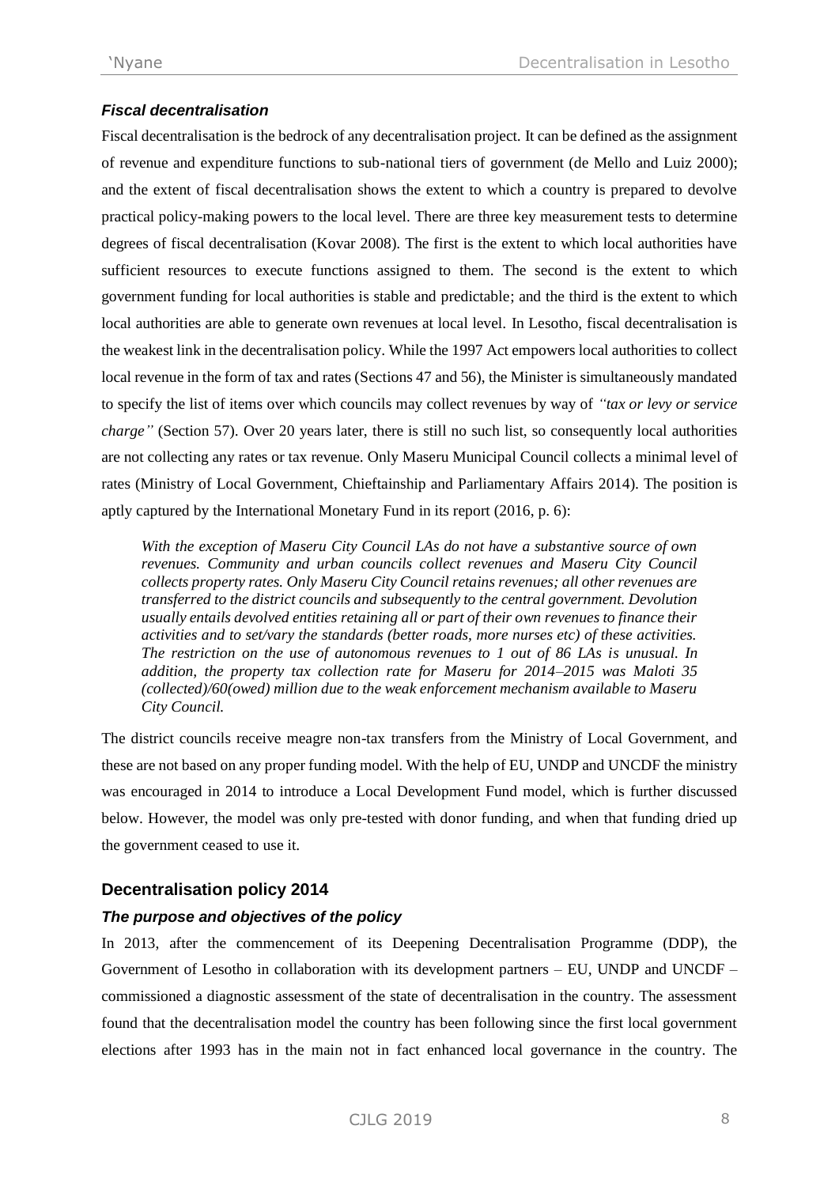### *Fiscal decentralisation*

Fiscal decentralisation is the bedrock of any decentralisation project. It can be defined as the assignment of revenue and expenditure functions to sub-national tiers of government (de Mello and Luiz 2000); and the extent of fiscal decentralisation shows the extent to which a country is prepared to devolve practical policy-making powers to the local level. There are three key measurement tests to determine degrees of fiscal decentralisation (Kovar 2008). The first is the extent to which local authorities have sufficient resources to execute functions assigned to them. The second is the extent to which government funding for local authorities is stable and predictable; and the third is the extent to which local authorities are able to generate own revenues at local level. In Lesotho, fiscal decentralisation is the weakest link in the decentralisation policy. While the 1997 Act empowers local authorities to collect local revenue in the form of tax and rates (Sections 47 and 56), the Minister is simultaneously mandated to specify the list of items over which councils may collect revenues by way of *"tax or levy or service charge"* (Section 57). Over 20 years later, there is still no such list, so consequently local authorities are not collecting any rates or tax revenue. Only Maseru Municipal Council collects a minimal level of rates (Ministry of Local Government, Chieftainship and Parliamentary Affairs 2014). The position is aptly captured by the International Monetary Fund in its report (2016, p. 6):

> *With the exception of Maseru City Council LAs do not have a substantive source of own revenues. Community and urban councils collect revenues and Maseru City Council collects property rates. Only Maseru City Council retains revenues; all other revenues are transferred to the district councils and subsequently to the central government. Devolution usually entails devolved entities retaining all or part of their own revenues to finance their activities and to set/vary the standards (better roads, more nurses etc) of these activities. The restriction on the use of autonomous revenues to 1 out of 86 LAs is unusual. In addition, the property tax collection rate for Maseru for 2014–2015 was Maloti 35 (collected)/60(owed) million due to the weak enforcement mechanism available to Maseru City Council.*

The district councils receive meagre non-tax transfers from the Ministry of Local Government, and these are not based on any proper funding model. With the help of EU, UNDP and UNCDF the ministry was encouraged in 2014 to introduce a Local Development Fund model, which is further discussed below. However, the model was only pre-tested with donor funding, and when that funding dried up the government ceased to use it.

## Decentralisation policy 2014

### *The purpose and objectives of the policy*

In 2013, after the commencement of its Deepening Decentralisation Programme (DDP), the Government of Lesotho in collaboration with its development partners – EU, UNDP and UNCDF – commissioned a diagnostic assessment of the state of decentralisation in the country. The assessment found that the decentralisation model the country has been following since the first local government elections after 1993 has in the main not in fact enhanced local governance in the country. The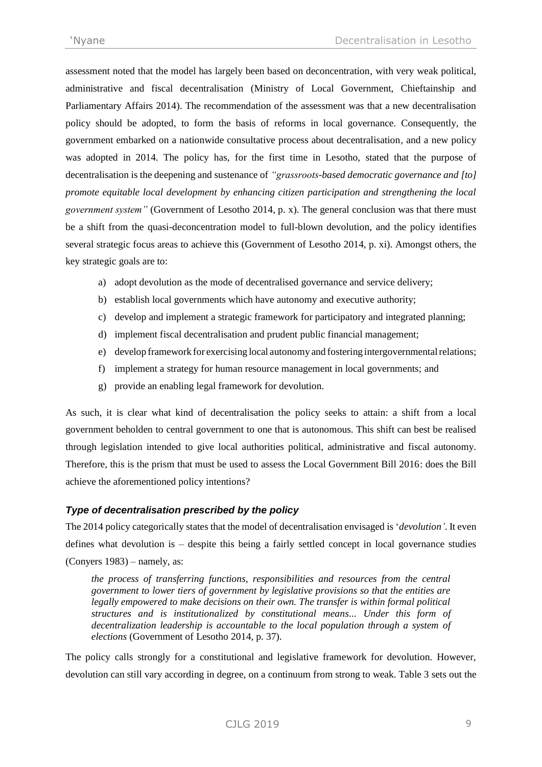assessment noted that the model has largely been based on deconcentration, with very weak political, administrative and fiscal decentralisation (Ministry of Local Government, Chieftainship and Parliamentary Affairs 2014). The recommendation of the assessment was that a new decentralisation policy should be adopted, to form the basis of reforms in local governance. Consequently, the government embarked on a nationwide consultative process about decentralisation, and a new policy was adopted in 2014. The policy has, for the first time in Lesotho, stated that the purpose of decentralisation is the deepening and sustenance of *"grassroots-based democratic governance and [to] promote equitable local development by enhancing citizen participation and strengthening the local government system"* (Government of Lesotho 2014, p. x). The general conclusion was that there must be a shift from the quasi-deconcentration model to full-blown devolution, and the policy identifies several strategic focus areas to achieve this (Government of Lesotho 2014, p. xi). Amongst others, the key strategic goals are to:

a) adopt devolution as the mode of decentralised governance and service delivery;
b) establish local governments which have autonomy and executive authority;
c) develop and implement a strategic framework for participatory and integrated planning;
d) implement fiscal decentralisation and prudent public financial management;
e) develop framework for exercising local autonomy and fostering intergovernmental relations;
f) implement a strategy for human resource management in local governments; and
g) provide an enabling legal framework for devolution.

As such, it is clear what kind of decentralisation the policy seeks to attain: a shift from a local government beholden to central government to one that is autonomous. This shift can best be realised through legislation intended to give local authorities political, administrative and fiscal autonomy. Therefore, this is the prism that must be used to assess the Local Government Bill 2016: does the Bill achieve the aforementioned policy intentions?

### *Type of decentralisation prescribed by the policy*

The 2014 policy categorically states that the model of decentralisation envisaged is '*devolution'*. It even defines what devolution is – despite this being a fairly settled concept in local governance studies (Conyers 1983) – namely, as:

> *the process of transferring functions, responsibilities and resources from the central government to lower tiers of government by legislative provisions so that the entities are legally empowered to make decisions on their own. The transfer is within formal political structures and is institutionalized by constitutional means... Under this form of decentralization leadership is accountable to the local population through a system of elections* (Government of Lesotho 2014, p. 37).

The policy calls strongly for a constitutional and legislative framework for devolution. However, devolution can still vary according in degree, on a continuum from strong to weak. Table 3 sets out the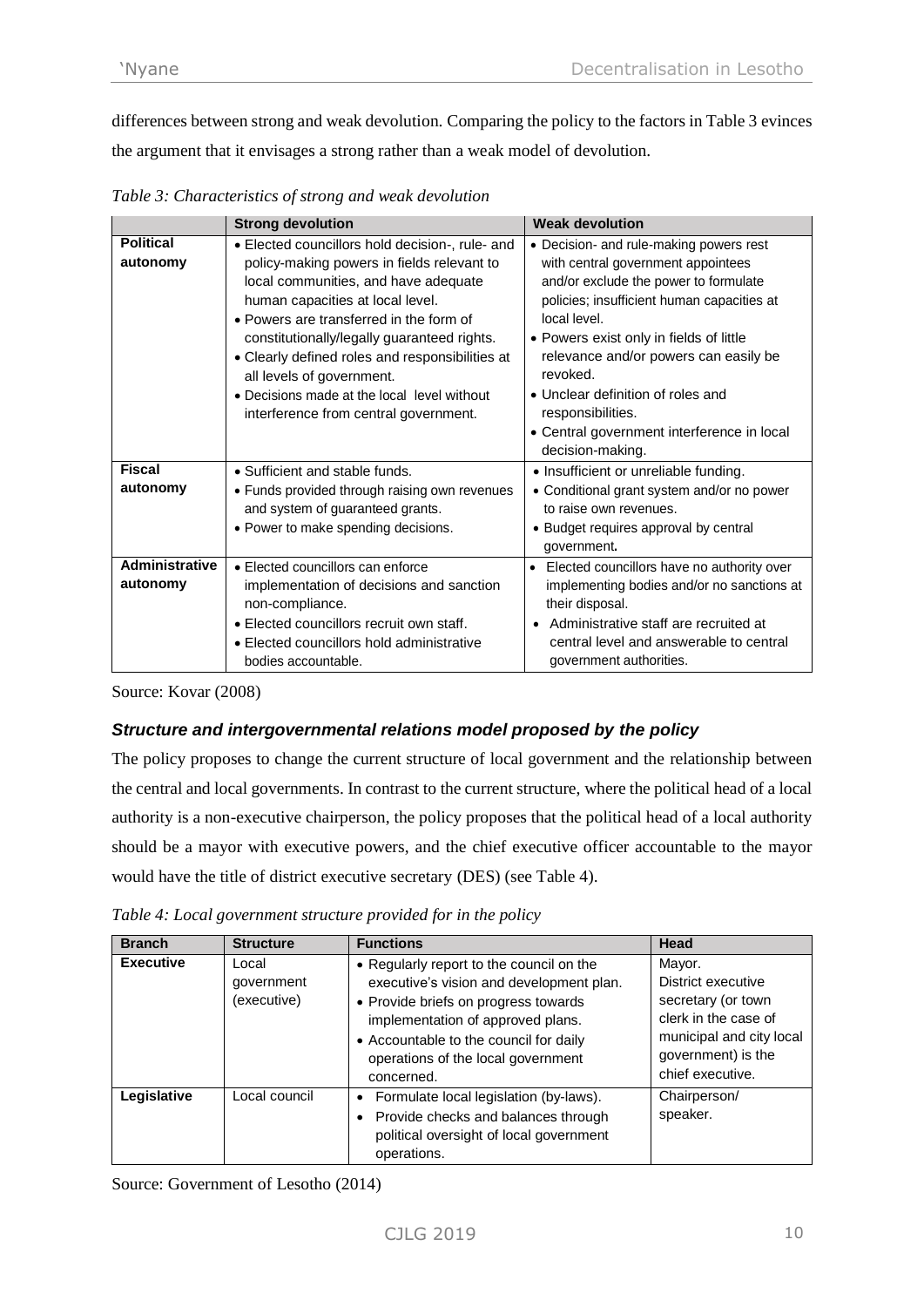differences between strong and weak devolution. Comparing the policy to the factors in Table 3 evinces the argument that it envisages a strong rather than a weak model of devolution.

*Table 3: Characteristics of strong and weak devolution*

| | Strong devolution | Weak devolution |
|---|---|---|
| **Political autonomy** | • Elected councillors hold decision-, rule- and policy-making powers in fields relevant to local communities, and have adequate human capacities at local level. • Powers are transferred in the form of constitutionally/legally guaranteed rights. • Clearly defined roles and responsibilities at all levels of government. • Decisions made at the local level without interference from central government. | • Decision- and rule-making powers rest with central government appointees and/or exclude the power to formulate policies; insufficient human capacities at local level. • Powers exist only in fields of little relevance and/or powers can easily be revoked. • Unclear definition of roles and responsibilities. • Central government interference in local decision-making. |
| **Fiscal autonomy** | • Sufficient and stable funds. • Funds provided through raising own revenues and system of guaranteed grants. • Power to make spending decisions. | • Insufficient or unreliable funding. • Conditional grant system and/or no power to raise own revenues. • Budget requires approval by central government**.** |
| **Administrative autonomy** | • Elected councillors can enforce implementation of decisions and sanction non-compliance. • Elected councillors recruit own staff. • Elected councillors hold administrative bodies accountable. | • Elected councillors have no authority over implementing bodies and/or no sanctions at their disposal. • Administrative staff are recruited at central level and answerable to central government authorities. |

Source: Kovar (2008)

### *Structure and intergovernmental relations model proposed by the policy*

The policy proposes to change the current structure of local government and the relationship between the central and local governments. In contrast to the current structure, where the political head of a local authority is a non-executive chairperson, the policy proposes that the political head of a local authority should be a mayor with executive powers, and the chief executive officer accountable to the mayor would have the title of district executive secretary (DES) (see Table 4).

*Table 4: Local government structure provided for in the policy*

| Branch | Structure | Functions | Head |
|---|---|---|---|
| **Executive** | Local government (executive) | • Regularly report to the council on the executive's vision and development plan. • Provide briefs on progress towards implementation of approved plans. • Accountable to the council for daily operations of the local government concerned. | Mayor. District executive secretary (or town clerk in the case of municipal and city local government) is the chief executive. |
| **Legislative** | Local council | • Formulate local legislation (by-laws). • Provide checks and balances through political oversight of local government operations. | Chairperson/ speaker. |

Source: Government of Lesotho (2014)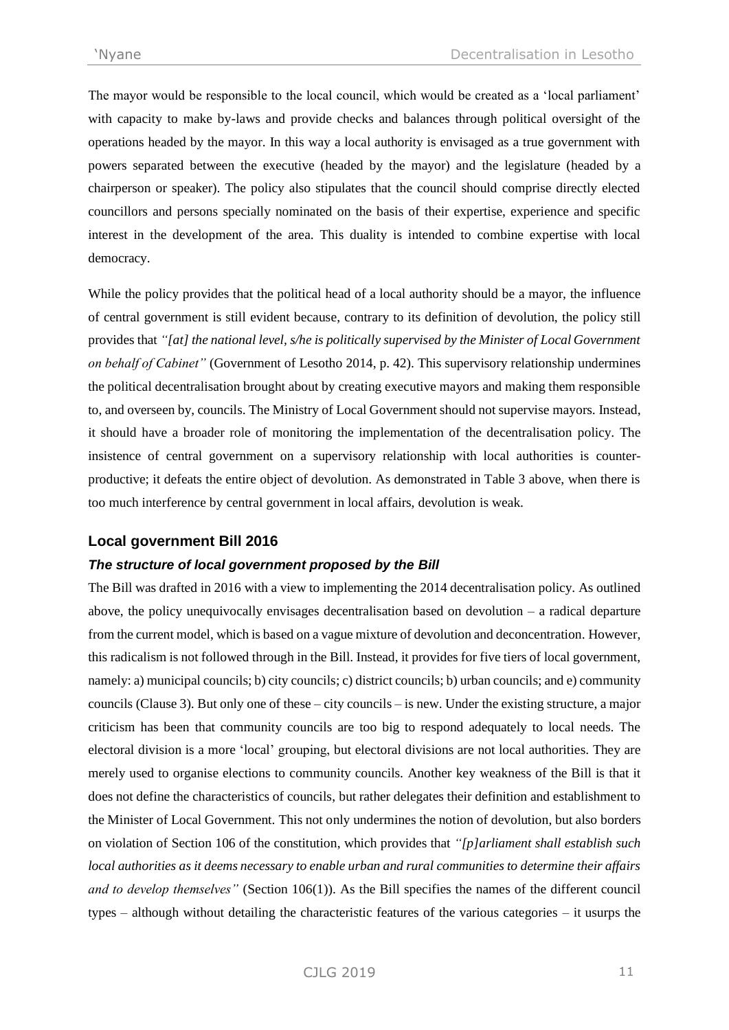The mayor would be responsible to the local council, which would be created as a 'local parliament' with capacity to make by-laws and provide checks and balances through political oversight of the operations headed by the mayor. In this way a local authority is envisaged as a true government with powers separated between the executive (headed by the mayor) and the legislature (headed by a chairperson or speaker). The policy also stipulates that the council should comprise directly elected councillors and persons specially nominated on the basis of their expertise, experience and specific interest in the development of the area. This duality is intended to combine expertise with local democracy.

While the policy provides that the political head of a local authority should be a mayor, the influence of central government is still evident because, contrary to its definition of devolution, the policy still provides that *"[at] the national level, s/he is politically supervised by the Minister of Local Government on behalf of Cabinet"* (Government of Lesotho 2014, p. 42). This supervisory relationship undermines the political decentralisation brought about by creating executive mayors and making them responsible to, and overseen by, councils. The Ministry of Local Government should not supervise mayors. Instead, it should have a broader role of monitoring the implementation of the decentralisation policy. The insistence of central government on a supervisory relationship with local authorities is counter-productive; it defeats the entire object of devolution. As demonstrated in Table 3 above, when there is too much interference by central government in local affairs, devolution is weak.

## Local government Bill 2016

### *The structure of local government proposed by the Bill*

The Bill was drafted in 2016 with a view to implementing the 2014 decentralisation policy. As outlined above, the policy unequivocally envisages decentralisation based on devolution – a radical departure from the current model, which is based on a vague mixture of devolution and deconcentration. However, this radicalism is not followed through in the Bill. Instead, it provides for five tiers of local government, namely: a) municipal councils; b) city councils; c) district councils; b) urban councils; and e) community councils (Clause 3). But only one of these – city councils – is new. Under the existing structure, a major criticism has been that community councils are too big to respond adequately to local needs. The electoral division is a more 'local' grouping, but electoral divisions are not local authorities. They are merely used to organise elections to community councils. Another key weakness of the Bill is that it does not define the characteristics of councils, but rather delegates their definition and establishment to the Minister of Local Government. This not only undermines the notion of devolution, but also borders on violation of Section 106 of the constitution, which provides that *"[p]arliament shall establish such local authorities as it deems necessary to enable urban and rural communities to determine their affairs and to develop themselves"* (Section 106(1)). As the Bill specifies the names of the different council types – although without detailing the characteristic features of the various categories – it usurps the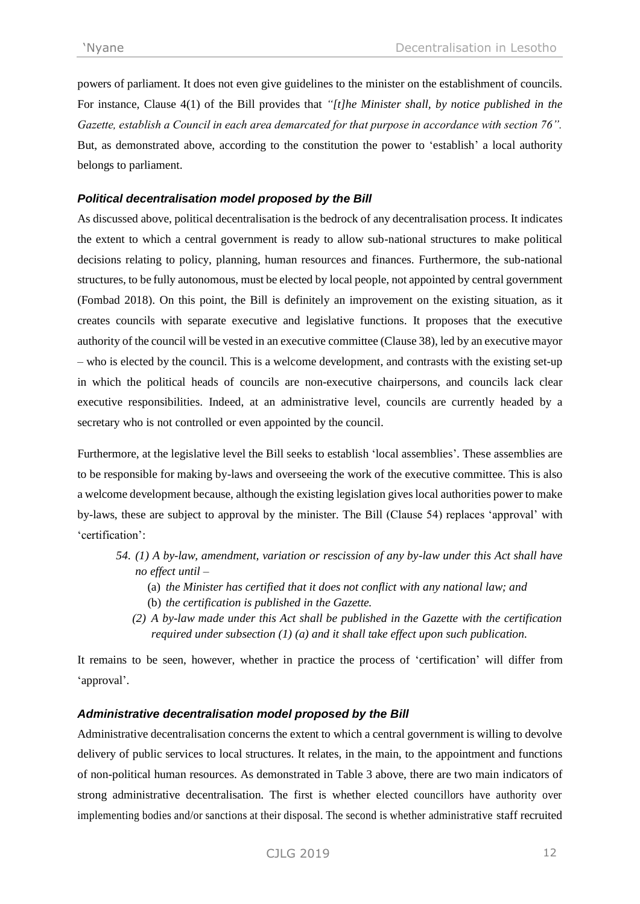powers of parliament. It does not even give guidelines to the minister on the establishment of councils. For instance, Clause 4(1) of the Bill provides that *"[t]he Minister shall, by notice published in the Gazette, establish a Council in each area demarcated for that purpose in accordance with section 76".* But, as demonstrated above, according to the constitution the power to 'establish' a local authority belongs to parliament.

### *Political decentralisation model proposed by the Bill*

As discussed above, political decentralisation is the bedrock of any decentralisation process. It indicates the extent to which a central government is ready to allow sub-national structures to make political decisions relating to policy, planning, human resources and finances. Furthermore, the sub-national structures, to be fully autonomous, must be elected by local people, not appointed by central government (Fombad 2018). On this point, the Bill is definitely an improvement on the existing situation, as it creates councils with separate executive and legislative functions. It proposes that the executive authority of the council will be vested in an executive committee (Clause 38), led by an executive mayor – who is elected by the council. This is a welcome development, and contrasts with the existing set-up in which the political heads of councils are non-executive chairpersons, and councils lack clear executive responsibilities. Indeed, at an administrative level, councils are currently headed by a secretary who is not controlled or even appointed by the council.

Furthermore, at the legislative level the Bill seeks to establish 'local assemblies'. These assemblies are to be responsible for making by-laws and overseeing the work of the executive committee. This is also a welcome development because, although the existing legislation gives local authorities power to make by-laws, these are subject to approval by the minister. The Bill (Clause 54) replaces 'approval' with 'certification':

> *54. (1) A by-law, amendment, variation or rescission of any by-law under this Act shall have no effect until –*
>
> (a) *the Minister has certified that it does not conflict with any national law; and*
>
> (b) *the certification is published in the Gazette.*
>
> *(2) A by-law made under this Act shall be published in the Gazette with the certification required under subsection (1) (a) and it shall take effect upon such publication.*

It remains to be seen, however, whether in practice the process of 'certification' will differ from 'approval'.

### *Administrative decentralisation model proposed by the Bill*

Administrative decentralisation concerns the extent to which a central government is willing to devolve delivery of public services to local structures. It relates, in the main, to the appointment and functions of non-political human resources. As demonstrated in Table 3 above, there are two main indicators of strong administrative decentralisation. The first is whether elected councillors have authority over implementing bodies and/or sanctions at their disposal. The second is whether administrative staff recruited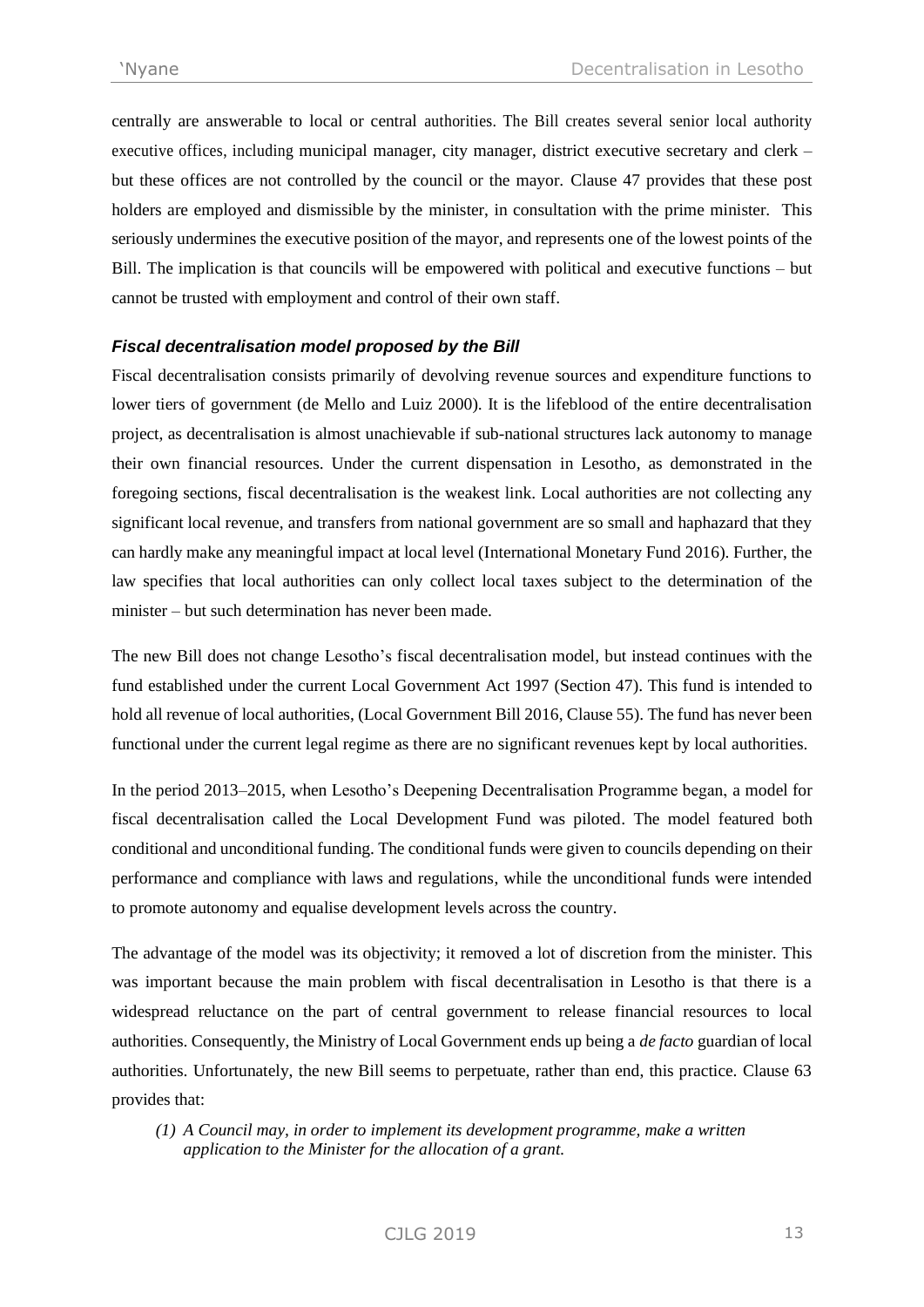centrally are answerable to local or central authorities. The Bill creates several senior local authority executive offices, including municipal manager, city manager, district executive secretary and clerk – but these offices are not controlled by the council or the mayor. Clause 47 provides that these post holders are employed and dismissible by the minister, in consultation with the prime minister. This seriously undermines the executive position of the mayor, and represents one of the lowest points of the Bill. The implication is that councils will be empowered with political and executive functions – but cannot be trusted with employment and control of their own staff.

### *Fiscal decentralisation model proposed by the Bill*

Fiscal decentralisation consists primarily of devolving revenue sources and expenditure functions to lower tiers of government (de Mello and Luiz 2000). It is the lifeblood of the entire decentralisation project, as decentralisation is almost unachievable if sub-national structures lack autonomy to manage their own financial resources. Under the current dispensation in Lesotho, as demonstrated in the foregoing sections, fiscal decentralisation is the weakest link. Local authorities are not collecting any significant local revenue, and transfers from national government are so small and haphazard that they can hardly make any meaningful impact at local level (International Monetary Fund 2016). Further, the law specifies that local authorities can only collect local taxes subject to the determination of the minister – but such determination has never been made.

The new Bill does not change Lesotho's fiscal decentralisation model, but instead continues with the fund established under the current Local Government Act 1997 (Section 47). This fund is intended to hold all revenue of local authorities, (Local Government Bill 2016, Clause 55). The fund has never been functional under the current legal regime as there are no significant revenues kept by local authorities.

In the period 2013–2015, when Lesotho's Deepening Decentralisation Programme began, a model for fiscal decentralisation called the Local Development Fund was piloted. The model featured both conditional and unconditional funding. The conditional funds were given to councils depending on their performance and compliance with laws and regulations, while the unconditional funds were intended to promote autonomy and equalise development levels across the country.

The advantage of the model was its objectivity; it removed a lot of discretion from the minister. This was important because the main problem with fiscal decentralisation in Lesotho is that there is a widespread reluctance on the part of central government to release financial resources to local authorities. Consequently, the Ministry of Local Government ends up being a *de facto* guardian of local authorities. Unfortunately, the new Bill seems to perpetuate, rather than end, this practice. Clause 63 provides that:

> *(1) A Council may, in order to implement its development programme, make a written application to the Minister for the allocation of a grant.*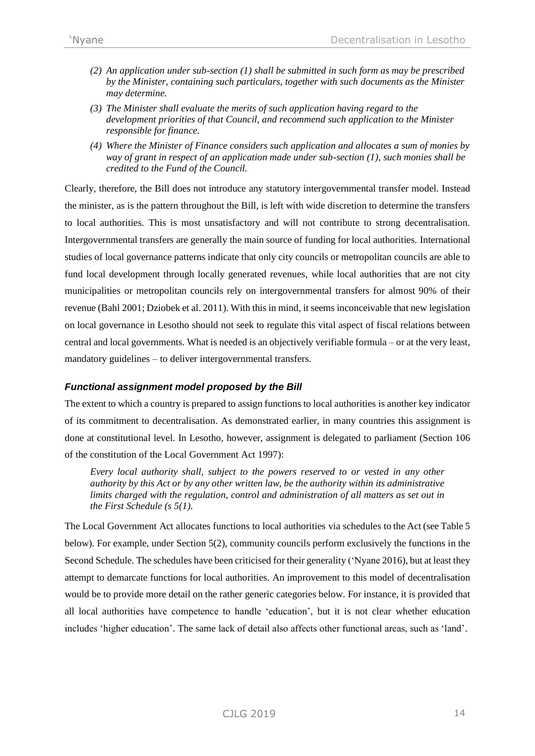> *(2) An application under sub-section (1) shall be submitted in such form as may be prescribed by the Minister, containing such particulars, together with such documents as the Minister may determine.*
>
> *(3) The Minister shall evaluate the merits of such application having regard to the development priorities of that Council, and recommend such application to the Minister responsible for finance.*
>
> *(4) Where the Minister of Finance considers such application and allocates a sum of monies by way of grant in respect of an application made under sub-section (1), such monies shall be credited to the Fund of the Council.*

Clearly, therefore, the Bill does not introduce any statutory intergovernmental transfer model. Instead the minister, as is the pattern throughout the Bill, is left with wide discretion to determine the transfers to local authorities. This is most unsatisfactory and will not contribute to strong decentralisation. Intergovernmental transfers are generally the main source of funding for local authorities. International studies of local governance patterns indicate that only city councils or metropolitan councils are able to fund local development through locally generated revenues, while local authorities that are not city municipalities or metropolitan councils rely on intergovernmental transfers for almost 90% of their revenue (Bahl 2001; Dziobek et al. 2011). With this in mind, it seems inconceivable that new legislation on local governance in Lesotho should not seek to regulate this vital aspect of fiscal relations between central and local governments. What is needed is an objectively verifiable formula – or at the very least, mandatory guidelines – to deliver intergovernmental transfers.

### *Functional assignment model proposed by the Bill*

The extent to which a country is prepared to assign functions to local authorities is another key indicator of its commitment to decentralisation. As demonstrated earlier, in many countries this assignment is done at constitutional level. In Lesotho, however, assignment is delegated to parliament (Section 106 of the constitution of the Local Government Act 1997):

> *Every local authority shall, subject to the powers reserved to or vested in any other authority by this Act or by any other written law, be the authority within its administrative limits charged with the regulation, control and administration of all matters as set out in the First Schedule (s 5(1).*

The Local Government Act allocates functions to local authorities via schedules to the Act (see Table 5 below). For example, under Section 5(2), community councils perform exclusively the functions in the Second Schedule. The schedules have been criticised for their generality ('Nyane 2016), but at least they attempt to demarcate functions for local authorities. An improvement to this model of decentralisation would be to provide more detail on the rather generic categories below. For instance, it is provided that all local authorities have competence to handle 'education', but it is not clear whether education includes 'higher education'. The same lack of detail also affects other functional areas, such as 'land'.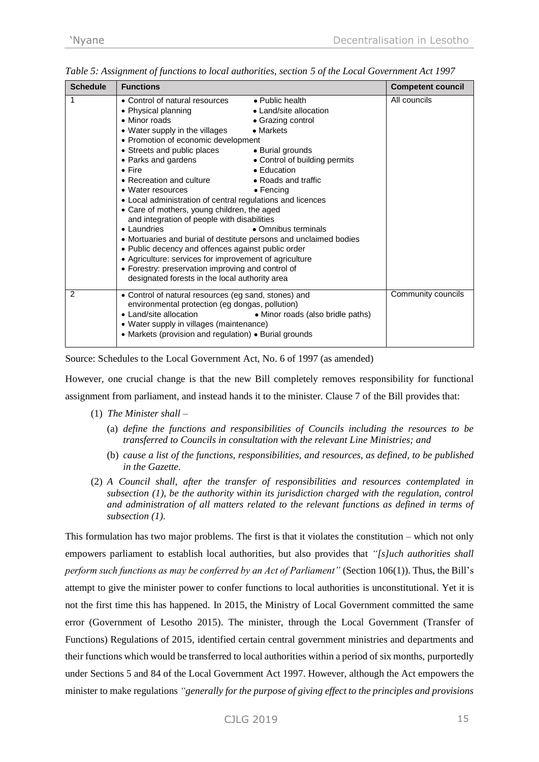*Table 5: Assignment of functions to local authorities, section 5 of the Local Government Act 1997*

| Schedule | Functions | Competent council |
|---|---|---|
| 1 | • Control of natural resources • Public health<br>• Physical planning • Land/site allocation<br>• Minor roads • Grazing control<br>• Water supply in the villages • Markets<br>• Promotion of economic development<br>• Streets and public places • Burial grounds<br>• Parks and gardens • Control of building permits<br>• Fire • Education<br>• Recreation and culture • Roads and traffic<br>• Water resources • Fencing<br>• Local administration of central regulations and licences<br>• Care of mothers, young children, the aged and integration of people with disabilities<br>• Laundries • Omnibus terminals<br>• Mortuaries and burial of destitute persons and unclaimed bodies<br>• Public decency and offences against public order<br>• Agriculture: services for improvement of agriculture<br>• Forestry: preservation improving and control of designated forests in the local authority area | All councils |
| 2 | • Control of natural resources (eg sand, stones) and environmental protection (eg dongas, pollution)<br>• Land/site allocation • Minor roads (also bridle paths)<br>• Water supply in villages (maintenance)<br>• Markets (provision and regulation) • Burial grounds | Community councils |

Source: Schedules to the Local Government Act, No. 6 of 1997 (as amended)

However, one crucial change is that the new Bill completely removes responsibility for functional assignment from parliament, and instead hands it to the minister. Clause 7 of the Bill provides that:

(1) *The Minister shall –*

(a) *define the functions and responsibilities of Councils including the resources to be transferred to Councils in consultation with the relevant Line Ministries; and*

(b) *cause a list of the functions, responsibilities, and resources, as defined, to be published in the Gazette.*

(2) *A Council shall, after the transfer of responsibilities and resources contemplated in subsection (1), be the authority within its jurisdiction charged with the regulation, control and administration of all matters related to the relevant functions as defined in terms of subsection (1).*

This formulation has two major problems. The first is that it violates the constitution – which not only empowers parliament to establish local authorities, but also provides that *"[s]uch authorities shall perform such functions as may be conferred by an Act of Parliament"* (Section 106(1)). Thus, the Bill's attempt to give the minister power to confer functions to local authorities is unconstitutional. Yet it is not the first time this has happened. In 2015, the Ministry of Local Government committed the same error (Government of Lesotho 2015). The minister, through the Local Government (Transfer of Functions) Regulations of 2015, identified certain central government ministries and departments and their functions which would be transferred to local authorities within a period of six months, purportedly under Sections 5 and 84 of the Local Government Act 1997. However, although the Act empowers the minister to make regulations *"generally for the purpose of giving effect to the principles and provisions*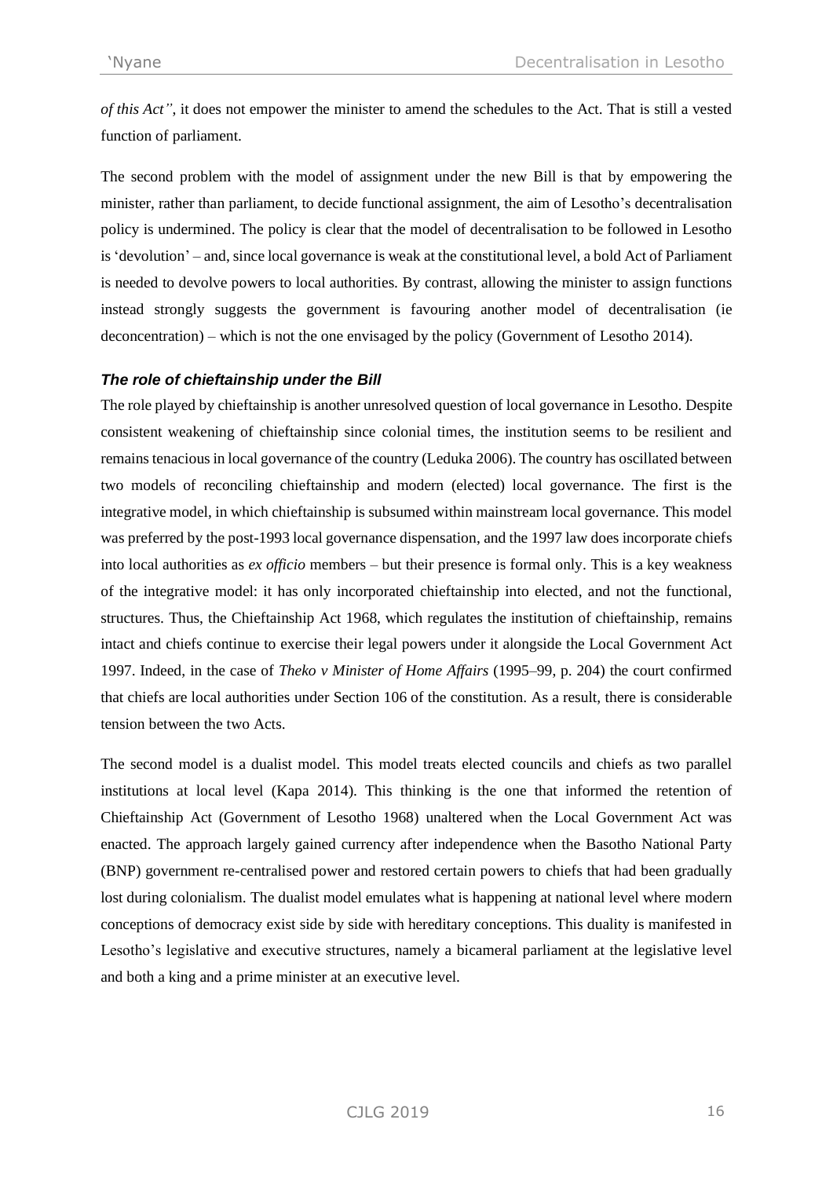*of this Act"*, it does not empower the minister to amend the schedules to the Act. That is still a vested function of parliament.

The second problem with the model of assignment under the new Bill is that by empowering the minister, rather than parliament, to decide functional assignment, the aim of Lesotho's decentralisation policy is undermined. The policy is clear that the model of decentralisation to be followed in Lesotho is 'devolution' – and, since local governance is weak at the constitutional level, a bold Act of Parliament is needed to devolve powers to local authorities. By contrast, allowing the minister to assign functions instead strongly suggests the government is favouring another model of decentralisation (ie deconcentration) – which is not the one envisaged by the policy (Government of Lesotho 2014).

### *The role of chieftainship under the Bill*

The role played by chieftainship is another unresolved question of local governance in Lesotho. Despite consistent weakening of chieftainship since colonial times, the institution seems to be resilient and remains tenacious in local governance of the country (Leduka 2006). The country has oscillated between two models of reconciling chieftainship and modern (elected) local governance. The first is the integrative model, in which chieftainship is subsumed within mainstream local governance. This model was preferred by the post-1993 local governance dispensation, and the 1997 law does incorporate chiefs into local authorities as *ex officio* members – but their presence is formal only. This is a key weakness of the integrative model: it has only incorporated chieftainship into elected, and not the functional, structures. Thus, the Chieftainship Act 1968, which regulates the institution of chieftainship, remains intact and chiefs continue to exercise their legal powers under it alongside the Local Government Act 1997. Indeed, in the case of *Theko v Minister of Home Affairs* (1995–99, p. 204) the court confirmed that chiefs are local authorities under Section 106 of the constitution. As a result, there is considerable tension between the two Acts.

The second model is a dualist model. This model treats elected councils and chiefs as two parallel institutions at local level (Kapa 2014). This thinking is the one that informed the retention of Chieftainship Act (Government of Lesotho 1968) unaltered when the Local Government Act was enacted. The approach largely gained currency after independence when the Basotho National Party (BNP) government re-centralised power and restored certain powers to chiefs that had been gradually lost during colonialism. The dualist model emulates what is happening at national level where modern conceptions of democracy exist side by side with hereditary conceptions. This duality is manifested in Lesotho's legislative and executive structures, namely a bicameral parliament at the legislative level and both a king and a prime minister at an executive level.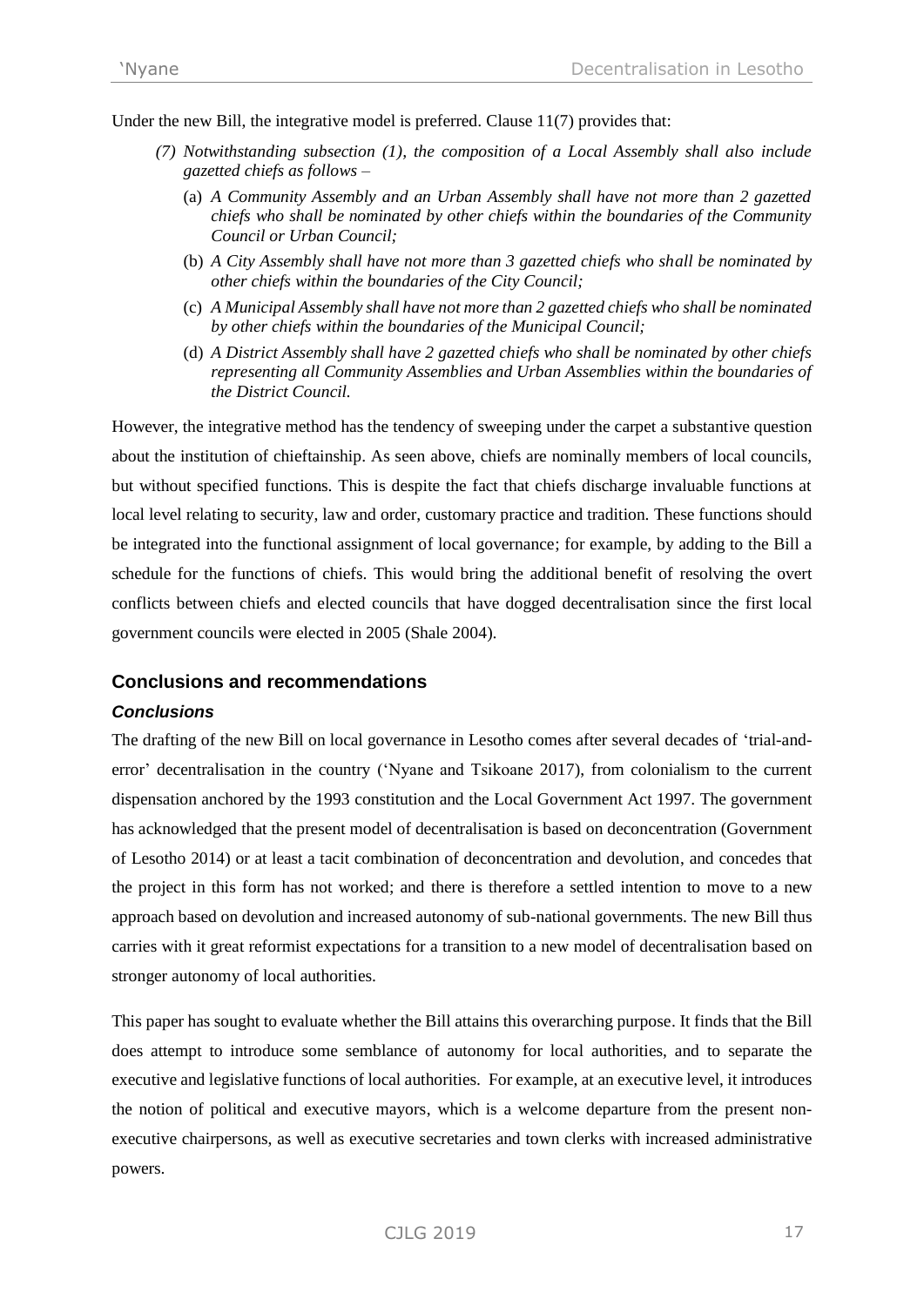Under the new Bill, the integrative model is preferred. Clause 11(7) provides that:

> *(7) Notwithstanding subsection (1), the composition of a Local Assembly shall also include gazetted chiefs as follows –*
>
> (a) *A Community Assembly and an Urban Assembly shall have not more than 2 gazetted chiefs who shall be nominated by other chiefs within the boundaries of the Community Council or Urban Council;*
>
> (b) *A City Assembly shall have not more than 3 gazetted chiefs who shall be nominated by other chiefs within the boundaries of the City Council;*
>
> (c) *A Municipal Assembly shall have not more than 2 gazetted chiefs who shall be nominated by other chiefs within the boundaries of the Municipal Council;*
>
> (d) *A District Assembly shall have 2 gazetted chiefs who shall be nominated by other chiefs representing all Community Assemblies and Urban Assemblies within the boundaries of the District Council.*

However, the integrative method has the tendency of sweeping under the carpet a substantive question about the institution of chieftainship. As seen above, chiefs are nominally members of local councils, but without specified functions. This is despite the fact that chiefs discharge invaluable functions at local level relating to security, law and order, customary practice and tradition. These functions should be integrated into the functional assignment of local governance; for example, by adding to the Bill a schedule for the functions of chiefs. This would bring the additional benefit of resolving the overt conflicts between chiefs and elected councils that have dogged decentralisation since the first local government councils were elected in 2005 (Shale 2004).

## Conclusions and recommendations

### *Conclusions*

The drafting of the new Bill on local governance in Lesotho comes after several decades of 'trial-and-error' decentralisation in the country ('Nyane and Tsikoane 2017), from colonialism to the current dispensation anchored by the 1993 constitution and the Local Government Act 1997. The government has acknowledged that the present model of decentralisation is based on deconcentration (Government of Lesotho 2014) or at least a tacit combination of deconcentration and devolution, and concedes that the project in this form has not worked; and there is therefore a settled intention to move to a new approach based on devolution and increased autonomy of sub-national governments. The new Bill thus carries with it great reformist expectations for a transition to a new model of decentralisation based on stronger autonomy of local authorities.

This paper has sought to evaluate whether the Bill attains this overarching purpose. It finds that the Bill does attempt to introduce some semblance of autonomy for local authorities, and to separate the executive and legislative functions of local authorities. For example, at an executive level, it introduces the notion of political and executive mayors, which is a welcome departure from the present non-executive chairpersons, as well as executive secretaries and town clerks with increased administrative powers.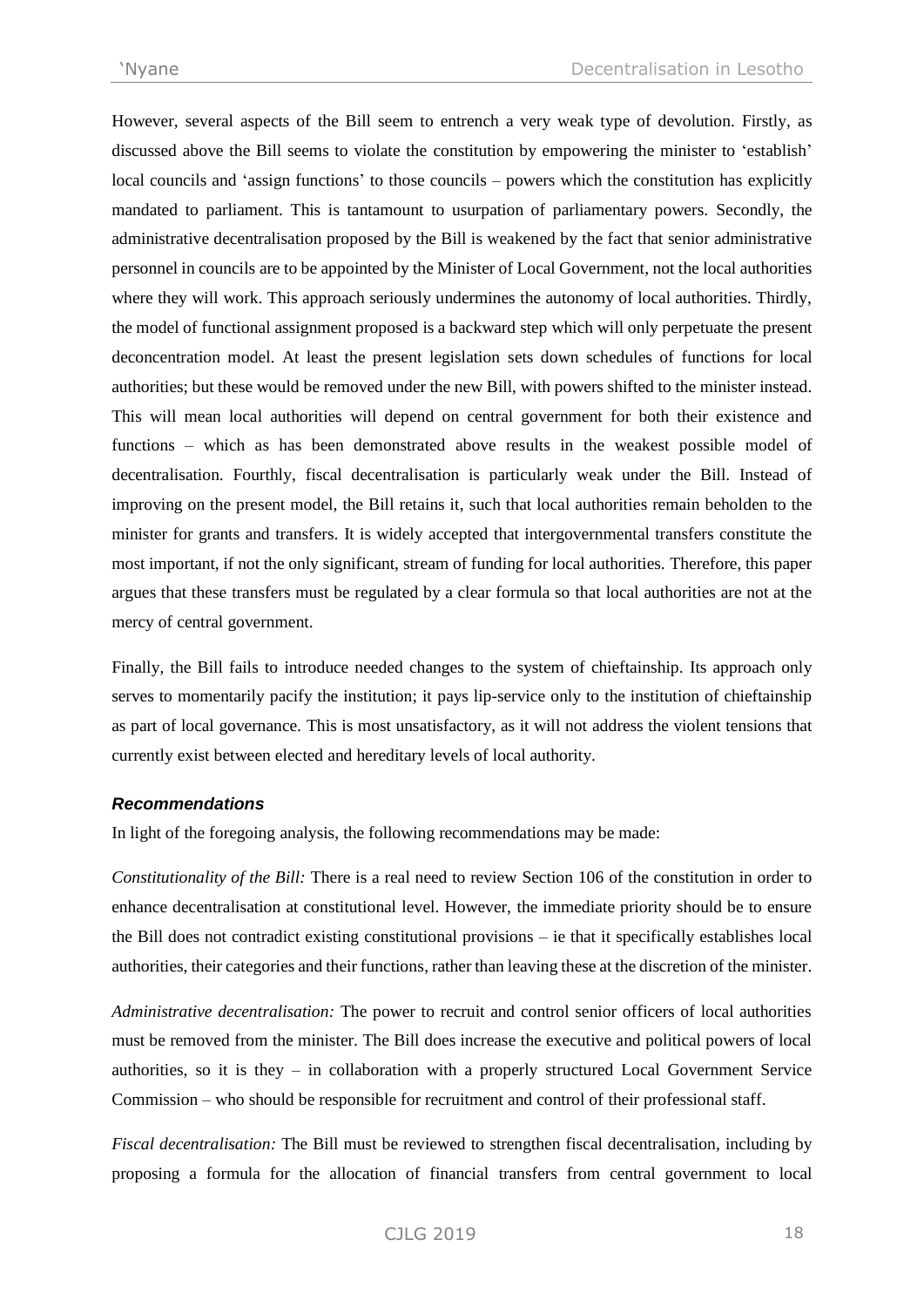However, several aspects of the Bill seem to entrench a very weak type of devolution. Firstly, as discussed above the Bill seems to violate the constitution by empowering the minister to 'establish' local councils and 'assign functions' to those councils – powers which the constitution has explicitly mandated to parliament. This is tantamount to usurpation of parliamentary powers. Secondly, the administrative decentralisation proposed by the Bill is weakened by the fact that senior administrative personnel in councils are to be appointed by the Minister of Local Government, not the local authorities where they will work. This approach seriously undermines the autonomy of local authorities. Thirdly, the model of functional assignment proposed is a backward step which will only perpetuate the present deconcentration model. At least the present legislation sets down schedules of functions for local authorities; but these would be removed under the new Bill, with powers shifted to the minister instead. This will mean local authorities will depend on central government for both their existence and functions – which as has been demonstrated above results in the weakest possible model of decentralisation. Fourthly, fiscal decentralisation is particularly weak under the Bill. Instead of improving on the present model, the Bill retains it, such that local authorities remain beholden to the minister for grants and transfers. It is widely accepted that intergovernmental transfers constitute the most important, if not the only significant, stream of funding for local authorities. Therefore, this paper argues that these transfers must be regulated by a clear formula so that local authorities are not at the mercy of central government.

Finally, the Bill fails to introduce needed changes to the system of chieftainship. Its approach only serves to momentarily pacify the institution; it pays lip-service only to the institution of chieftainship as part of local governance. This is most unsatisfactory, as it will not address the violent tensions that currently exist between elected and hereditary levels of local authority.

### *Recommendations*

In light of the foregoing analysis, the following recommendations may be made:

*Constitutionality of the Bill:* There is a real need to review Section 106 of the constitution in order to enhance decentralisation at constitutional level. However, the immediate priority should be to ensure the Bill does not contradict existing constitutional provisions – ie that it specifically establishes local authorities, their categories and their functions, rather than leaving these at the discretion of the minister.

*Administrative decentralisation:* The power to recruit and control senior officers of local authorities must be removed from the minister. The Bill does increase the executive and political powers of local authorities, so it is they – in collaboration with a properly structured Local Government Service Commission – who should be responsible for recruitment and control of their professional staff.

*Fiscal decentralisation:* The Bill must be reviewed to strengthen fiscal decentralisation, including by proposing a formula for the allocation of financial transfers from central government to local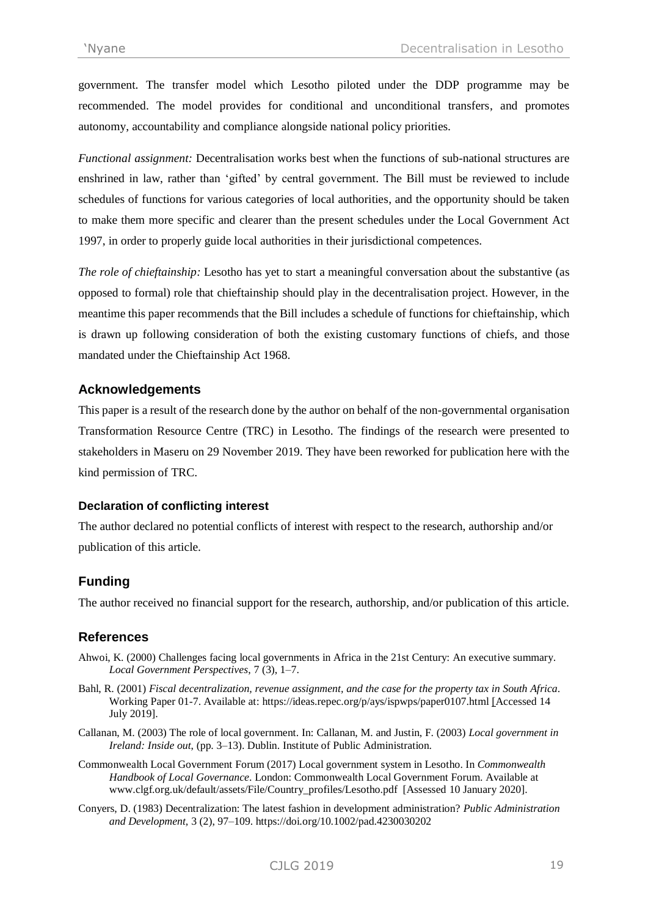government. The transfer model which Lesotho piloted under the DDP programme may be recommended. The model provides for conditional and unconditional transfers, and promotes autonomy, accountability and compliance alongside national policy priorities.

*Functional assignment:* Decentralisation works best when the functions of sub-national structures are enshrined in law, rather than 'gifted' by central government. The Bill must be reviewed to include schedules of functions for various categories of local authorities, and the opportunity should be taken to make them more specific and clearer than the present schedules under the Local Government Act 1997, in order to properly guide local authorities in their jurisdictional competences.

*The role of chieftainship:* Lesotho has yet to start a meaningful conversation about the substantive (as opposed to formal) role that chieftainship should play in the decentralisation project. However, in the meantime this paper recommends that the Bill includes a schedule of functions for chieftainship, which is drawn up following consideration of both the existing customary functions of chiefs, and those mandated under the Chieftainship Act 1968.

## Acknowledgements

This paper is a result of the research done by the author on behalf of the non-governmental organisation Transformation Resource Centre (TRC) in Lesotho. The findings of the research were presented to stakeholders in Maseru on 29 November 2019. They have been reworked for publication here with the kind permission of TRC.

### Declaration of conflicting interest

The author declared no potential conflicts of interest with respect to the research, authorship and/or publication of this article.

## Funding

The author received no financial support for the research, authorship, and/or publication of this article.

## References

Ahwoi, K. (2000) Challenges facing local governments in Africa in the 21st Century: An executive summary. *Local Government Perspectives*, 7 (3), 1–7.

Bahl, R. (2001) *Fiscal decentralization, revenue assignment, and the case for the property tax in South Africa*. Working Paper 01-7. Available at: https://ideas.repec.org/p/ays/ispwps/paper0107.html [Accessed 14 July 2019].

Callanan, M. (2003) The role of local government. In: Callanan, M. and Justin, F. (2003) *Local government in Ireland: Inside out*, (pp. 3–13). Dublin. Institute of Public Administration.

Commonwealth Local Government Forum (2017) Local government system in Lesotho. In *Commonwealth Handbook of Local Governance*. London: Commonwealth Local Government Forum. Available at www.clgf.org.uk/default/assets/File/Country_profiles/Lesotho.pdf [Assessed 10 January 2020].

Conyers, D. (1983) Decentralization: The latest fashion in development administration? *Public Administration and Development*, 3 (2), 97–109. https://doi.org/10.1002/pad.4230030202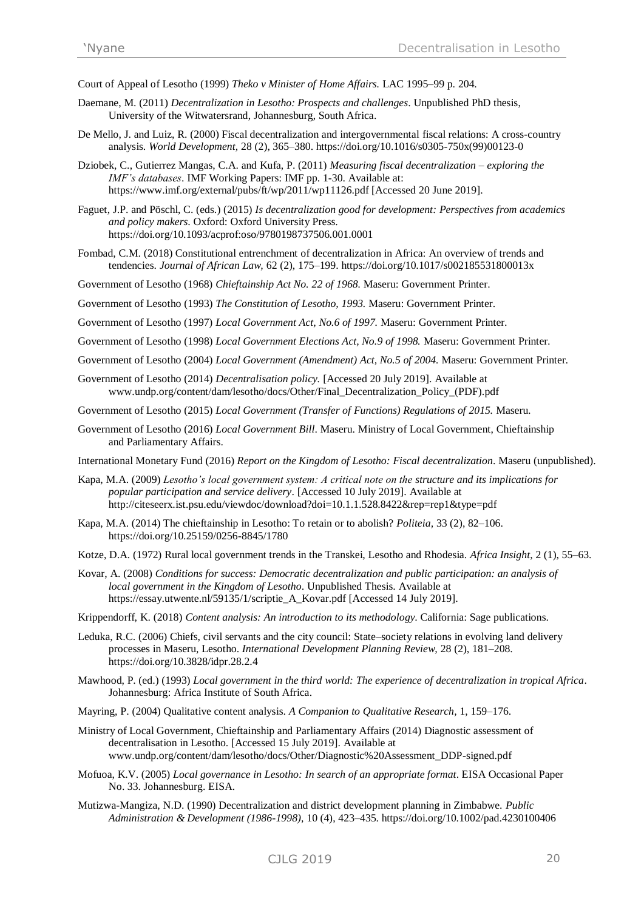Court of Appeal of Lesotho (1999) *Theko v Minister of Home Affairs.* LAC 1995–99 p. 204.

Daemane, M. (2011) *Decentralization in Lesotho: Prospects and challenges*. Unpublished PhD thesis, University of the Witwatersrand, Johannesburg, South Africa.

De Mello, J. and Luiz, R. (2000) Fiscal decentralization and intergovernmental fiscal relations: A cross-country analysis. *World Development,* 28 (2), 365–380. https://doi.org/10.1016/s0305-750x(99)00123-0

Dziobek, C., Gutierrez Mangas, C.A. and Kufa, P. (2011) *Measuring fiscal decentralization – exploring the IMF's databases*. IMF Working Papers: IMF pp. 1-30. Available at: https://www.imf.org/external/pubs/ft/wp/2011/wp11126.pdf [Accessed 20 June 2019].

Faguet, J.P. and Pöschl, C. (eds.) (2015) *Is decentralization good for development: Perspectives from academics and policy makers*. Oxford: Oxford University Press. https://doi.org/10.1093/acprof:oso/9780198737506.001.0001

Fombad, C.M. (2018) Constitutional entrenchment of decentralization in Africa: An overview of trends and tendencies. *Journal of African Law,* 62 (2), 175–199. https://doi.org/10.1017/s002185531800013x

Government of Lesotho (1968) *Chieftainship Act No. 22 of 1968.* Maseru: Government Printer.

Government of Lesotho (1993) *The Constitution of Lesotho, 1993.* Maseru: Government Printer.

Government of Lesotho (1997) *Local Government Act, No.6 of 1997.* Maseru: Government Printer.

Government of Lesotho (1998) *Local Government Elections Act, No.9 of 1998.* Maseru: Government Printer.

Government of Lesotho (2004) *Local Government (Amendment) Act, No.5 of 2004.* Maseru: Government Printer.

Government of Lesotho (2014) *Decentralisation policy.* [Accessed 20 July 2019]. Available at www.undp.org/content/dam/lesotho/docs/Other/Final_Decentralization_Policy_(PDF).pdf

Government of Lesotho (2015) *Local Government (Transfer of Functions) Regulations of 2015.* Maseru.

Government of Lesotho (2016) *Local Government Bill*. Maseru. Ministry of Local Government, Chieftainship and Parliamentary Affairs.

International Monetary Fund (2016) *Report on the Kingdom of Lesotho: Fiscal decentralization*. Maseru (unpublished).

Kapa, M.A. (2009) *Lesotho's local government system: A critical note on the structure and its implications for popular participation and service delivery*. [Accessed 10 July 2019]. Available at http://citeseerx.ist.psu.edu/viewdoc/download?doi=10.1.1.528.8422&rep=rep1&type=pdf

Kapa, M.A. (2014) The chieftainship in Lesotho: To retain or to abolish? *Politeia,* 33 (2), 82–106. https://doi.org/10.25159/0256-8845/1780

Kotze, D.A. (1972) Rural local government trends in the Transkei, Lesotho and Rhodesia. *Africa Insight,* 2 (1), 55–63.

Kovar, A. (2008) *Conditions for success: Democratic decentralization and public participation: an analysis of local government in the Kingdom of Lesotho*. Unpublished Thesis. Available at https://essay.utwente.nl/59135/1/scriptie_A_Kovar.pdf [Accessed 14 July 2019].

Krippendorff, K. (2018) *Content analysis: An introduction to its methodology*. California: Sage publications.

Leduka, R.C. (2006) Chiefs, civil servants and the city council: State–society relations in evolving land delivery processes in Maseru, Lesotho. *International Development Planning Review,* 28 (2), 181–208. https://doi.org/10.3828/idpr.28.2.4

Mawhood, P. (ed.) (1993) *Local government in the third world: The experience of decentralization in tropical Africa*. Johannesburg: Africa Institute of South Africa.

Mayring, P. (2004) Qualitative content analysis. *A Companion to Qualitative Research,* 1, 159–176.

Ministry of Local Government, Chieftainship and Parliamentary Affairs (2014) Diagnostic assessment of decentralisation in Lesotho. [Accessed 15 July 2019]. Available at www.undp.org/content/dam/lesotho/docs/Other/Diagnostic%20Assessment_DDP-signed.pdf

Mofuoa, K.V. (2005) *Local governance in Lesotho: In search of an appropriate format*. EISA Occasional Paper No. 33. Johannesburg. EISA.

Mutizwa-Mangiza, N.D. (1990) Decentralization and district development planning in Zimbabwe. *Public Administration & Development (1986-1998),* 10 (4), 423–435. https://doi.org/10.1002/pad.4230100406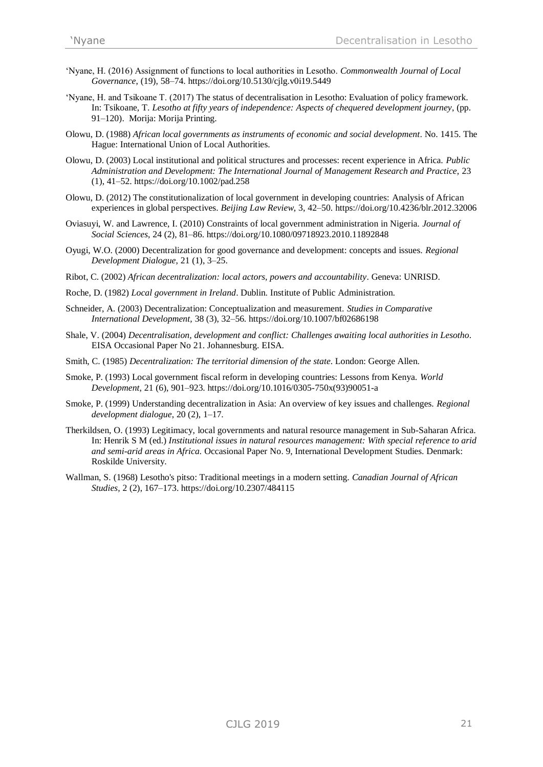'Nyane, H. (2016) Assignment of functions to local authorities in Lesotho. *Commonwealth Journal of Local Governance*, (19), 58–74. https://doi.org/10.5130/cjlg.v0i19.5449

'Nyane, H. and Tsikoane T. (2017) The status of decentralisation in Lesotho: Evaluation of policy framework. In: Tsikoane, T. *Lesotho at fifty years of independence: Aspects of chequered development journey*, (pp. 91–120). Morija: Morija Printing.

Olowu, D. (1988) *African local governments as instruments of economic and social development*. No. 1415. The Hague: International Union of Local Authorities.

Olowu, D. (2003) Local institutional and political structures and processes: recent experience in Africa. *Public Administration and Development: The International Journal of Management Research and Practice*, 23 (1), 41–52. https://doi.org/10.1002/pad.258

Olowu, D. (2012) The constitutionalization of local government in developing countries: Analysis of African experiences in global perspectives. *Beijing Law Review*, 3, 42–50. https://doi.org/10.4236/blr.2012.32006

Oviasuyi, W. and Lawrence, I. (2010) Constraints of local government administration in Nigeria. *Journal of Social Sciences*, 24 (2), 81–86. https://doi.org/10.1080/09718923.2010.11892848

Oyugi, W.O. (2000) Decentralization for good governance and development: concepts and issues. *Regional Development Dialogue*, 21 (1), 3–25.

Ribot, C. (2002) *African decentralization: local actors, powers and accountability*. Geneva: UNRISD.

Roche, D. (1982) *Local government in Ireland*. Dublin. Institute of Public Administration.

Schneider, A. (2003) Decentralization: Conceptualization and measurement. *Studies in Comparative International Development*, 38 (3), 32–56. https://doi.org/10.1007/bf02686198

Shale, V. (2004) *Decentralisation, development and conflict: Challenges awaiting local authorities in Lesotho*. EISA Occasional Paper No 21. Johannesburg. EISA.

Smith, C. (1985) *Decentralization: The territorial dimension of the state*. London: George Allen.

Smoke, P. (1993) Local government fiscal reform in developing countries: Lessons from Kenya. *World Development*, 21 (6), 901–923. https://doi.org/10.1016/0305-750x(93)90051-a

Smoke, P. (1999) Understanding decentralization in Asia: An overview of key issues and challenges. *Regional development dialogue*, 20 (2), 1–17.

Therkildsen, O. (1993) Legitimacy, local governments and natural resource management in Sub-Saharan Africa. In: Henrik S M (ed.) *Institutional issues in natural resources management: With special reference to arid and semi-arid areas in Africa.* Occasional Paper No. 9, International Development Studies. Denmark: Roskilde University.

Wallman, S. (1968) Lesotho's pitso: Traditional meetings in a modern setting. *Canadian Journal of African Studies*, 2 (2), 167–173. https://doi.org/10.2307/484115